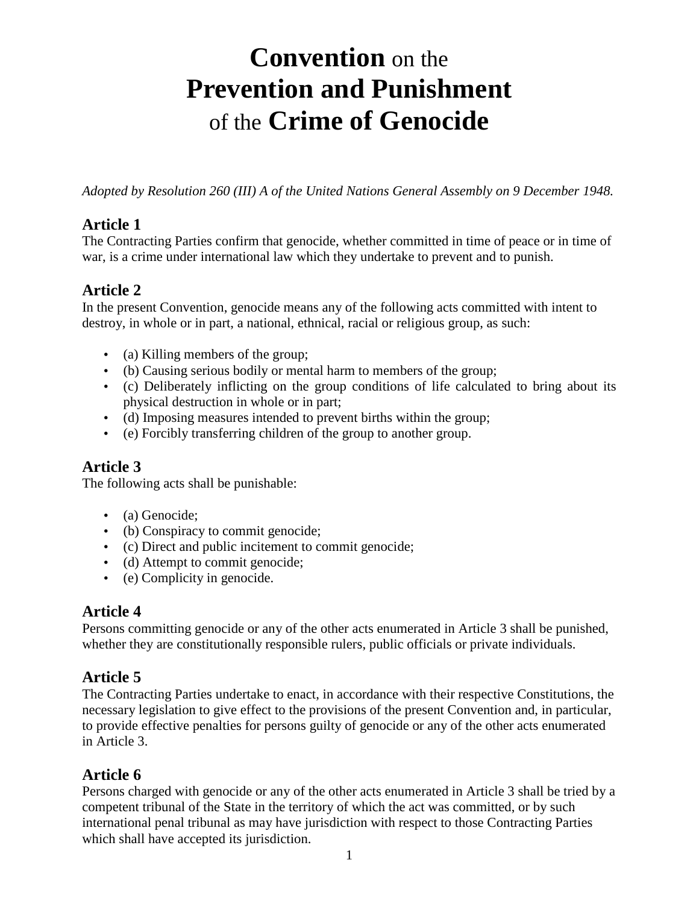# **Convention** on the **Prevention and Punishment** of the **Crime of Genocide**

*Adopted by Resolution 260 (III) A of the United Nations General Assembly on 9 December 1948.*

## Article 1

The Contracting Parties confirm that genocide, whether committed in time of peace or in time of war, is a crime under international law which they undertake to prevent and to punish.

## Article 2

In the present Convention, genocide means any of the following acts committed with intent to destroy, in whole or in part, a national, ethnical, racial or religious group, as such:

- (a) Killing members of the group;
- (b) Causing serious bodily or mental harm to members of the group;
- (c) Deliberately inflicting on the group conditions of life calculated to bring about its physical destruction in whole or in part;
- (d) Imposing measures intended to prevent births within the group;
- (e) Forcibly transferring children of the group to another group.

## Article 3

The following acts shall be punishable:

- (a) Genocide;
- (b) Conspiracy to commit genocide;
- (c) Direct and public incitement to commit genocide;
- (d) Attempt to commit genocide;
- (e) Complicity in genocide.

## Article 4

Persons committing genocide or any of the other acts enumerated in Article 3 shall be punished, whether they are constitutionally responsible rulers, public officials or private individuals.

## Article 5

The Contracting Parties undertake to enact, in accordance with their respective Constitutions, the necessary legislation to give effect to the provisions of the present Convention and, in particular, to provide effective penalties for persons guilty of genocide or any of the other acts enumerated in Article 3.

## Article 6

Persons charged with genocide or any of the other acts enumerated in Article 3 shall be tried by a competent tribunal of the State in the territory of which the act was committed, or by such international penal tribunal as may have jurisdiction with respect to those Contracting Parties which shall have accepted its jurisdiction.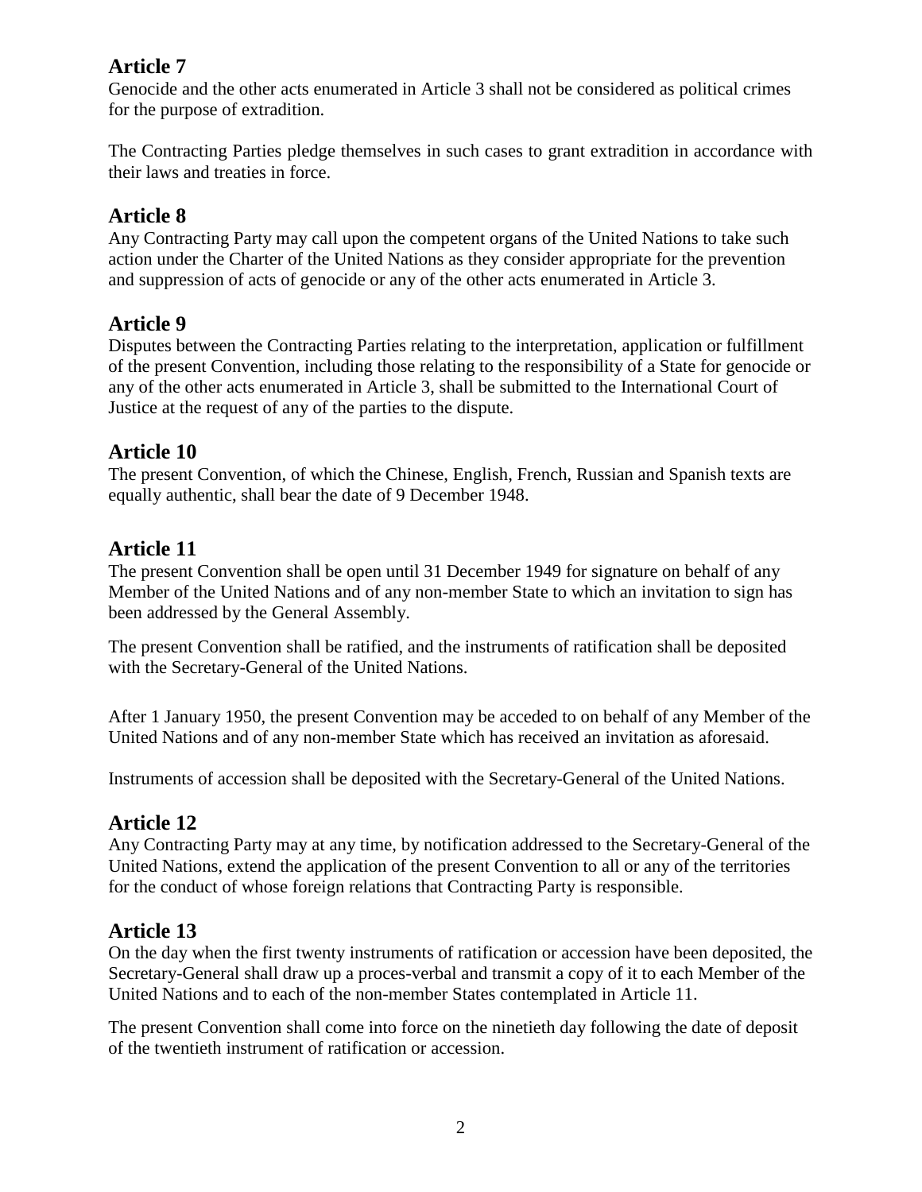## Article 7

Genocide and the other acts enumerated in Article 3 shall not be considered as political crimes for the purpose of extradition.

The Contracting Parties pledge themselves in such cases to grant extradition in accordance with their laws and treaties in force.

## Article 8

Any Contracting Party may call upon the competent organs of the United Nations to take such action under the Charter of the United Nations as they consider appropriate for the prevention and suppression of acts of genocide or any of the other acts enumerated in Article 3.

## Article 9

Disputes between the Contracting Parties relating to the interpretation, application or fulfillment of the present Convention, including those relating to the responsibility of a State for genocide or any of the other acts enumerated in Article 3, shall be submitted to the International Court of Justice at the request of any of the parties to the dispute.

## Article 10

The present Convention, of which the Chinese, English, French, Russian and Spanish texts are equally authentic, shall bear the date of 9 December 1948.

## Article 11

The present Convention shall be open until 31 December 1949 for signature on behalf of any Member of the United Nations and of any non-member State to which an invitation to sign has been addressed by the General Assembly.

The present Convention shall be ratified, and the instruments of ratification shall be deposited with the Secretary-General of the United Nations.

After 1 January 1950, the present Convention may be acceded to on behalf of any Member of the United Nations and of any non-member State which has received an invitation as aforesaid.

Instruments of accession shall be deposited with the Secretary-General of the United Nations.

## Article 12

Any Contracting Party may at any time, by notification addressed to the Secretary-General of the United Nations, extend the application of the present Convention to all or any of the territories for the conduct of whose foreign relations that Contracting Party is responsible.

## Article 13

On the day when the first twenty instruments of ratification or accession have been deposited, the Secretary-General shall draw up a proces-verbal and transmit a copy of it to each Member of the United Nations and to each of the non-member States contemplated in Article 11.

The present Convention shall come into force on the ninetieth day following the date of deposit of the twentieth instrument of ratification or accession.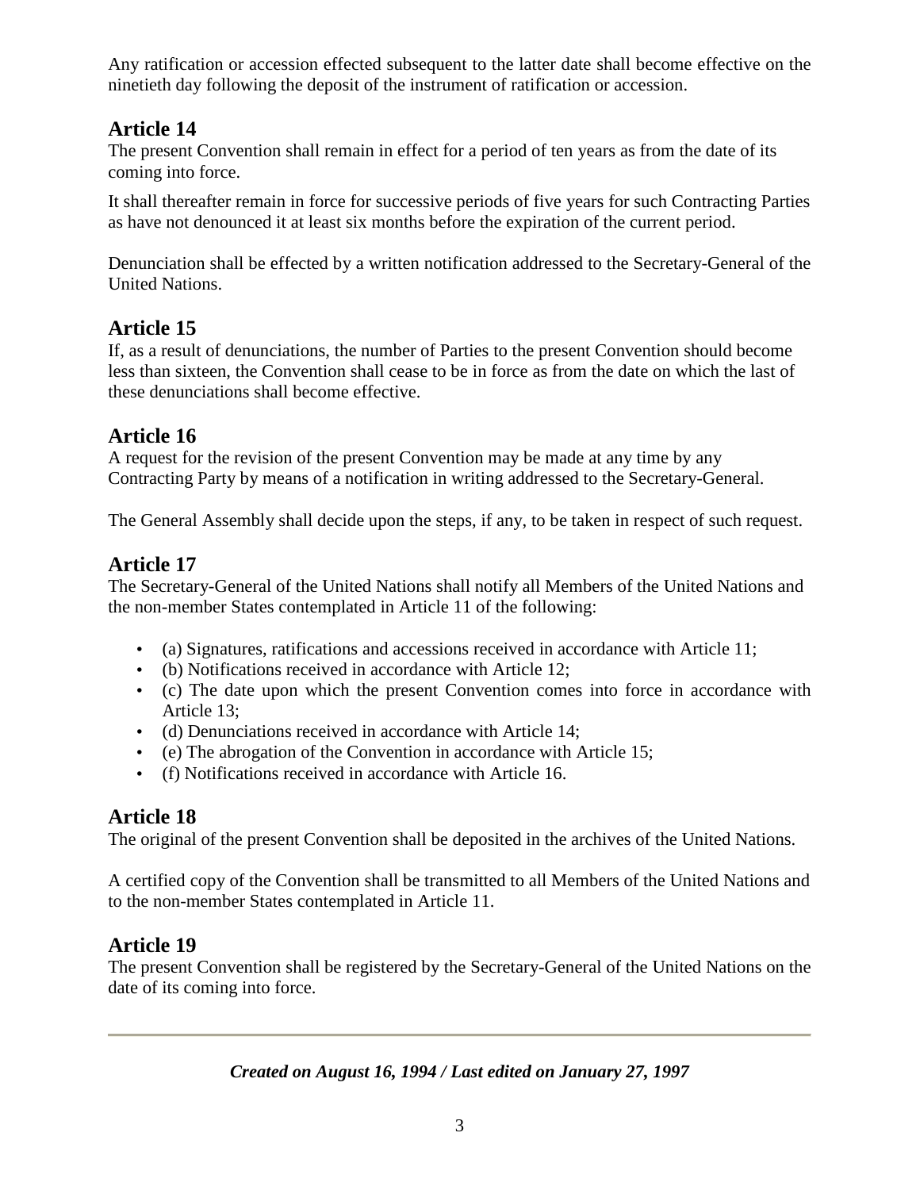Any ratification or accession effected subsequent to the latter date shall become effective on the ninetieth day following the deposit of the instrument of ratification or accession.

## Article 14

The present Convention shall remain in effect for a period of ten years as from the date of its coming into force.

It shall thereafter remain in force for successive periods of five years for such Contracting Parties as have not denounced it at least six months before the expiration of the current period.

Denunciation shall be effected by a written notification addressed to the Secretary-General of the United Nations.

## Article 15

If, as a result of denunciations, the number of Parties to the present Convention should become less than sixteen, the Convention shall cease to be in force as from the date on which the last of these denunciations shall become effective.

## Article 16

A request for the revision of the present Convention may be made at any time by any Contracting Party by means of a notification in writing addressed to the Secretary-General.

The General Assembly shall decide upon the steps, if any, to be taken in respect of such request.

## Article 17

The Secretary-General of the United Nations shall notify all Members of the United Nations and the non-member States contemplated in Article 11 of the following:

- (a) Signatures, ratifications and accessions received in accordance with Article 11;
- (b) Notifications received in accordance with Article 12;
- (c) The date upon which the present Convention comes into force in accordance with Article 13;
- (d) Denunciations received in accordance with Article 14;
- (e) The abrogation of the Convention in accordance with Article 15;
- (f) Notifications received in accordance with Article 16.

## Article 18

The original of the present Convention shall be deposited in the archives of the United Nations.

A certified copy of the Convention shall be transmitted to all Members of the United Nations and to the non-member States contemplated in Article 11.

## Article 19

The present Convention shall be registered by the Secretary-General of the United Nations on the date of its coming into force.

---

***Created on August 16, 1994 / Last edited on January 27, 1997***